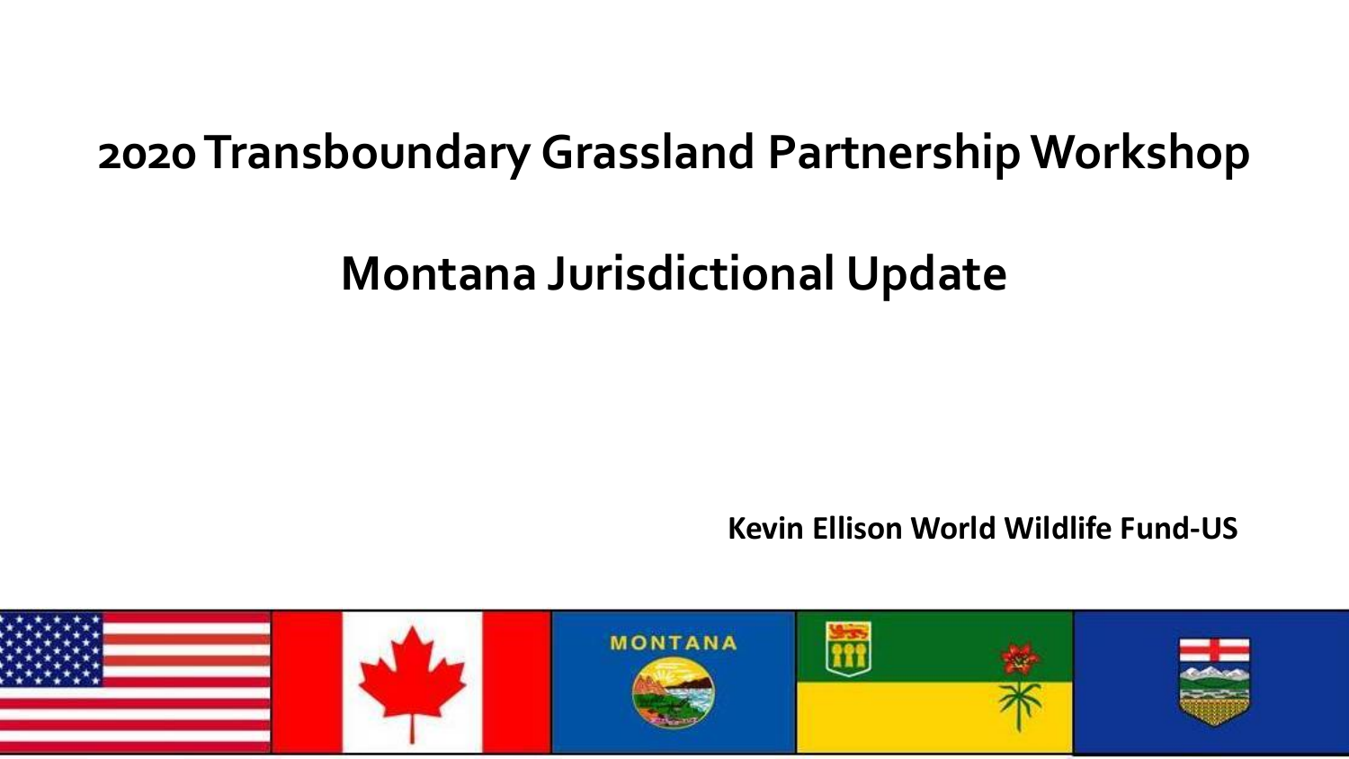# 2020 Transboundary Grassland Partnership Workshop

## Montana Jurisdictional Update

**Kevin Ellison World Wildlife Fund-US**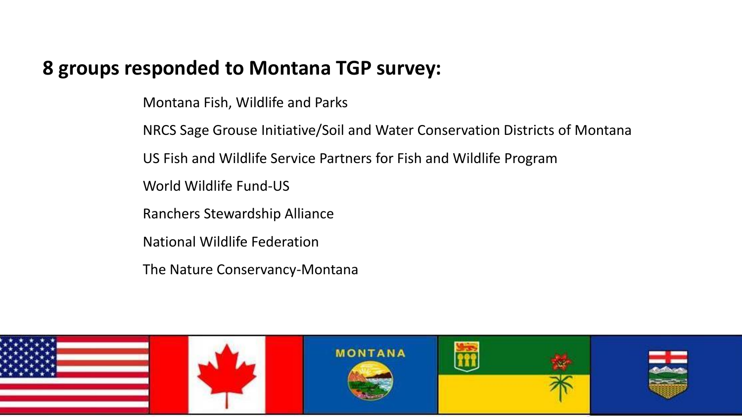## 8 groups responded to Montana TGP survey:

Montana Fish, Wildlife and Parks

NRCS Sage Grouse Initiative/Soil and Water Conservation Districts of Montana

US Fish and Wildlife Service Partners for Fish and Wildlife Program

World Wildlife Fund-US

Ranchers Stewardship Alliance

National Wildlife Federation

The Nature Conservancy-Montana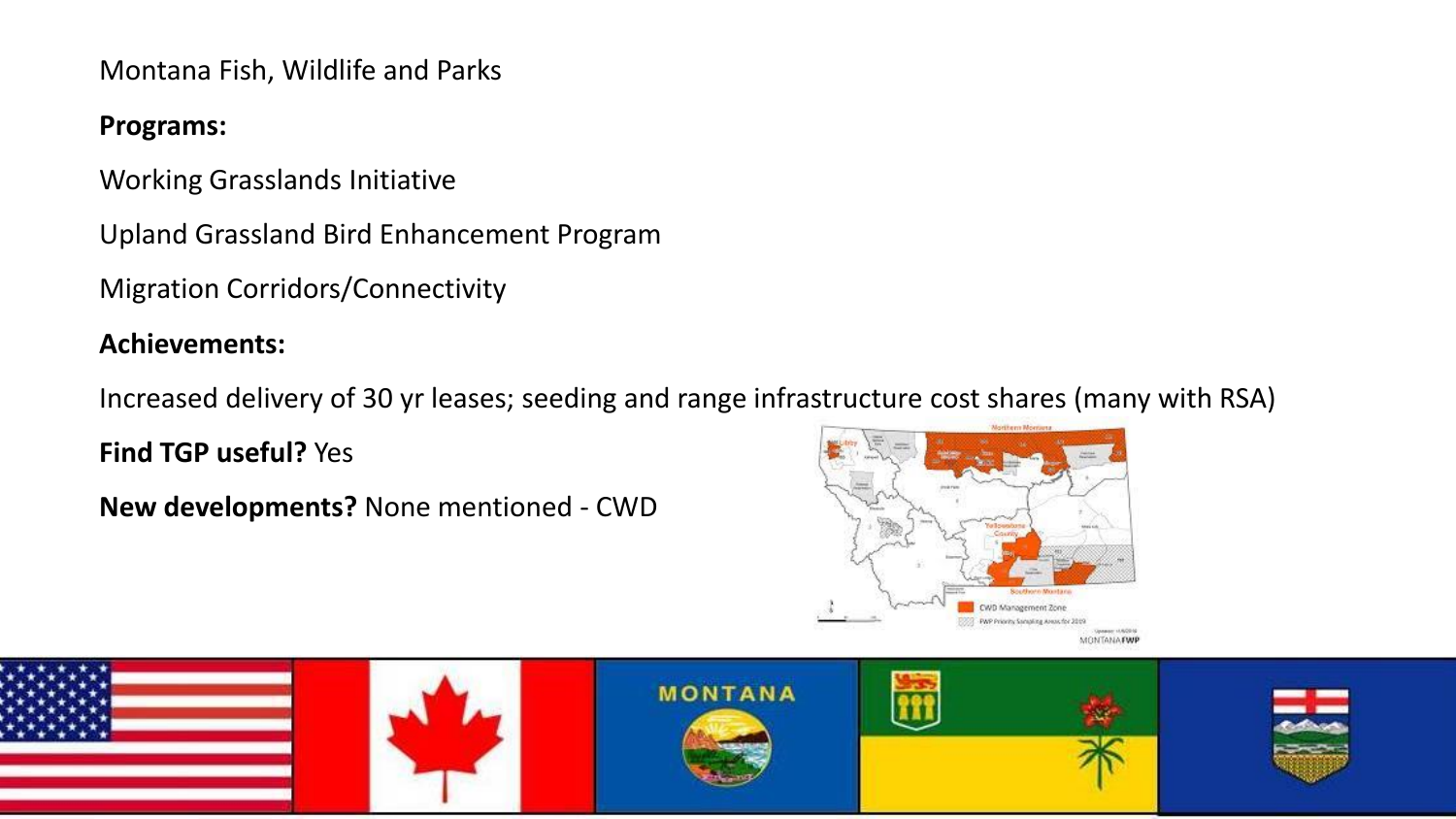Montana Fish, Wildlife and Parks

**Programs:**

Working Grasslands Initiative

Upland Grassland Bird Enhancement Program

Migration Corridors/Connectivity

**Achievements:**

Increased delivery of 30 yr leases; seeding and range infrastructure cost shares (many with RSA)

**Find TGP useful?** Yes

**New developments?** None mentioned - CWD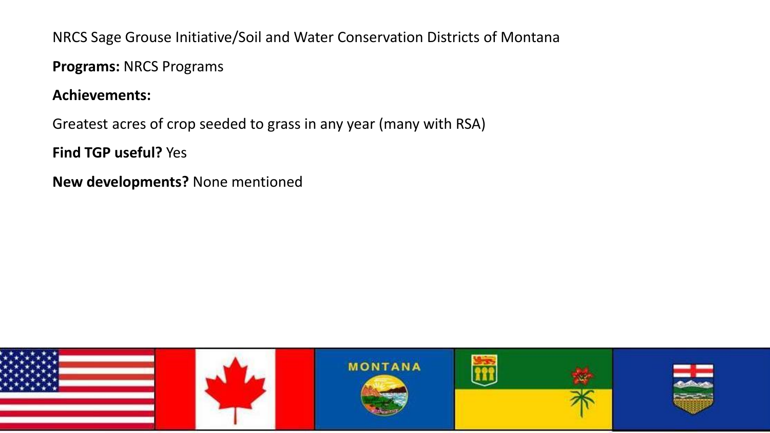NRCS Sage Grouse Initiative/Soil and Water Conservation Districts of Montana

**Programs:** NRCS Programs

**Achievements:**

Greatest acres of crop seeded to grass in any year (many with RSA)

**Find TGP useful?** Yes

**New developments?** None mentioned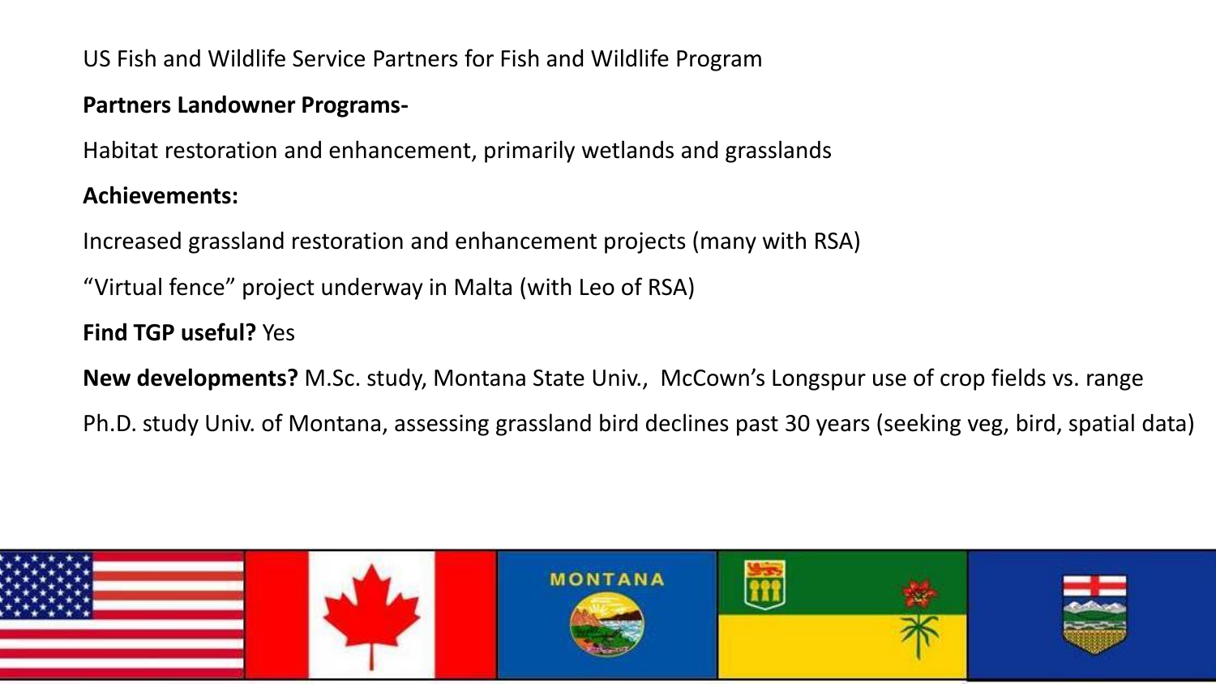US Fish and Wildlife Service Partners for Fish and Wildlife Program

**Partners Landowner Programs-**

Habitat restoration and enhancement, primarily wetlands and grasslands

**Achievements:**

Increased grassland restoration and enhancement projects (many with RSA)

“Virtual fence” project underway in Malta (with Leo of RSA)

**Find TGP useful?** Yes

**New developments?** M.Sc. study, Montana State Univ., McCown’s Longspur use of crop fields vs. range

Ph.D. study Univ. of Montana, assessing grassland bird declines past 30 years (seeking veg, bird, spatial data)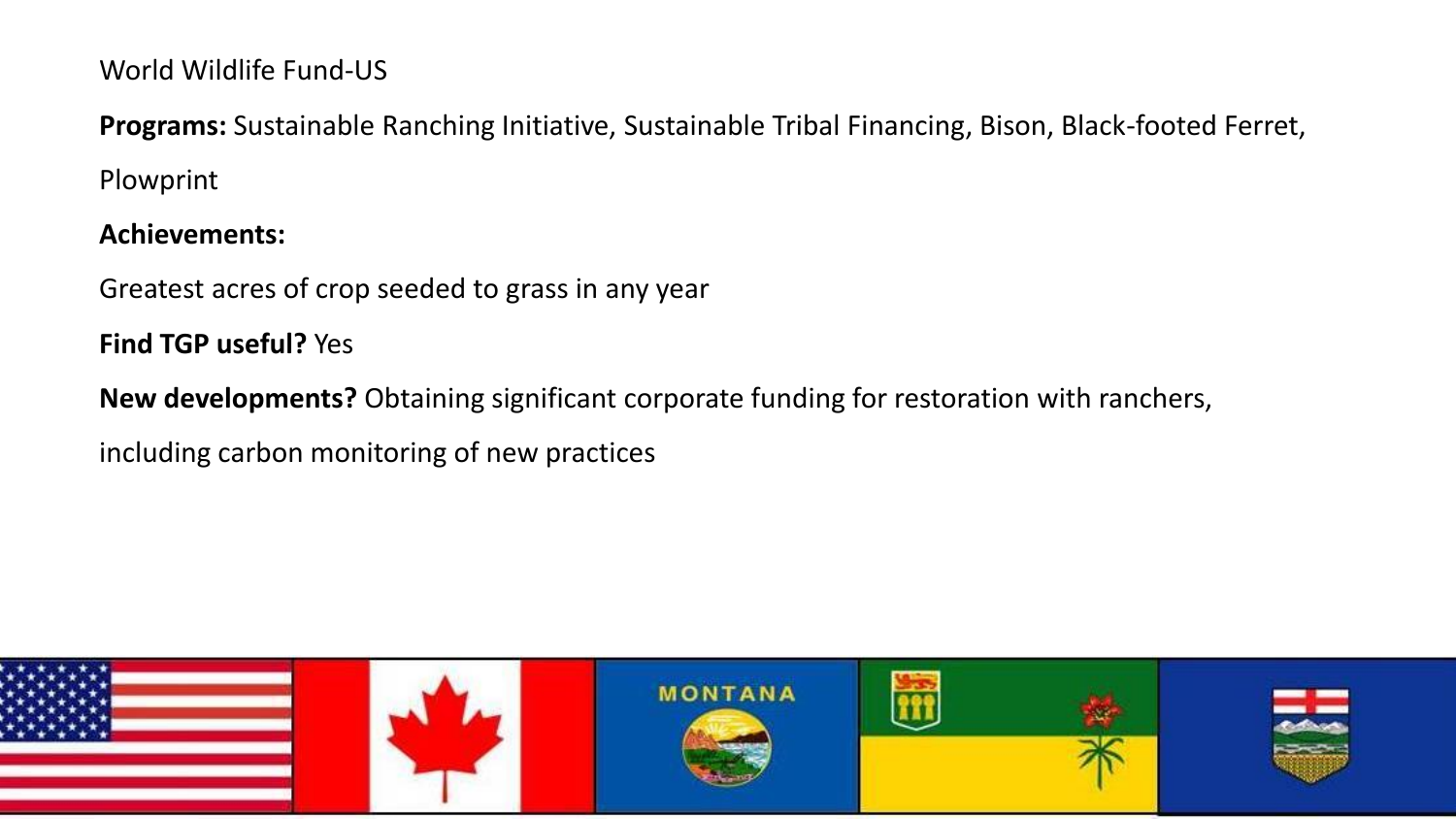World Wildlife Fund-US

**Programs:** Sustainable Ranching Initiative, Sustainable Tribal Financing, Bison, Black-footed Ferret, Plowprint

**Achievements:**

Greatest acres of crop seeded to grass in any year

**Find TGP useful?** Yes

**New developments?** Obtaining significant corporate funding for restoration with ranchers, including carbon monitoring of new practices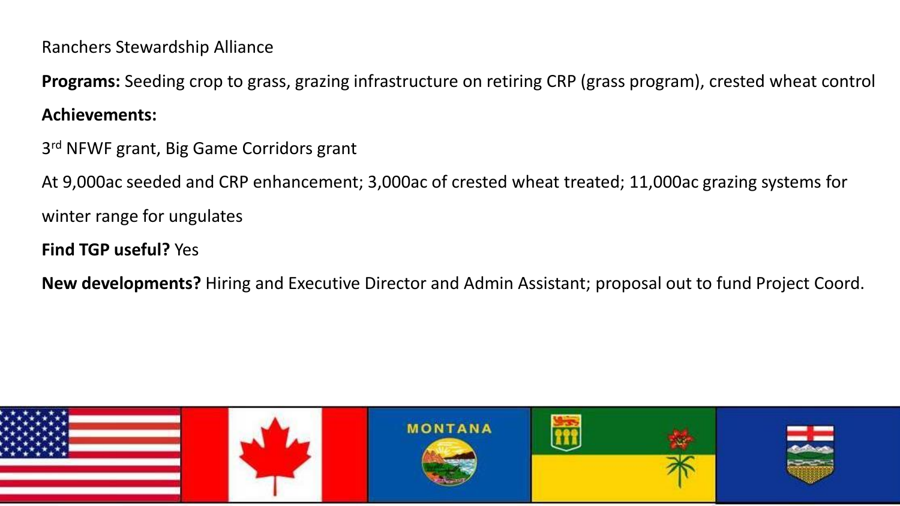Ranchers Stewardship Alliance

**Programs:** Seeding crop to grass, grazing infrastructure on retiring CRP (grass program), crested wheat control

**Achievements:**

3rd NFWF grant, Big Game Corridors grant

At 9,000ac seeded and CRP enhancement; 3,000ac of crested wheat treated; 11,000ac grazing systems for winter range for ungulates

**Find TGP useful?** Yes

**New developments?** Hiring and Executive Director and Admin Assistant; proposal out to fund Project Coord.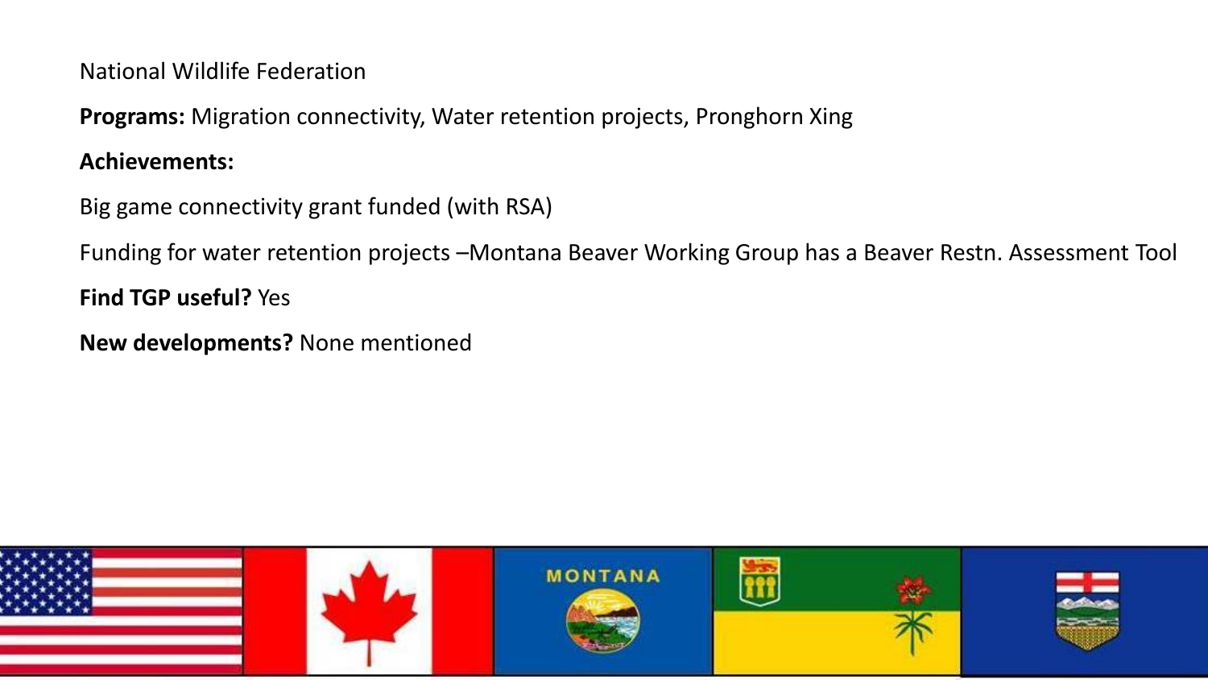National Wildlife Federation

**Programs:** Migration connectivity, Water retention projects, Pronghorn Xing

**Achievements:**

Big game connectivity grant funded (with RSA)

Funding for water retention projects –Montana Beaver Working Group has a Beaver Restn. Assessment Tool

**Find TGP useful?** Yes

**New developments?** None mentioned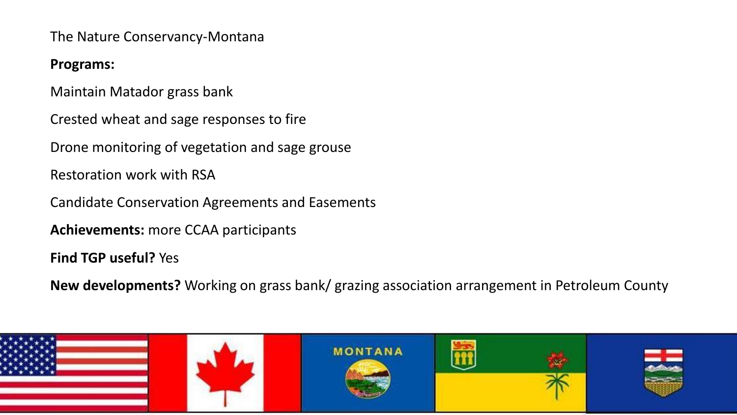The Nature Conservancy-Montana

**Programs:**

Maintain Matador grass bank

Crested wheat and sage responses to fire

Drone monitoring of vegetation and sage grouse

Restoration work with RSA

Candidate Conservation Agreements and Easements

**Achievements:** more CCAA participants

**Find TGP useful?** Yes

**New developments?** Working on grass bank/ grazing association arrangement in Petroleum County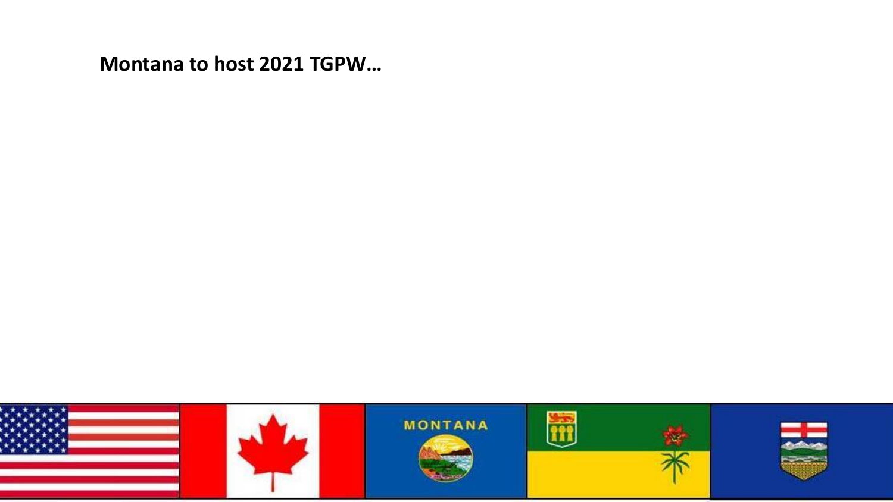**Montana to host 2021 TGPW…**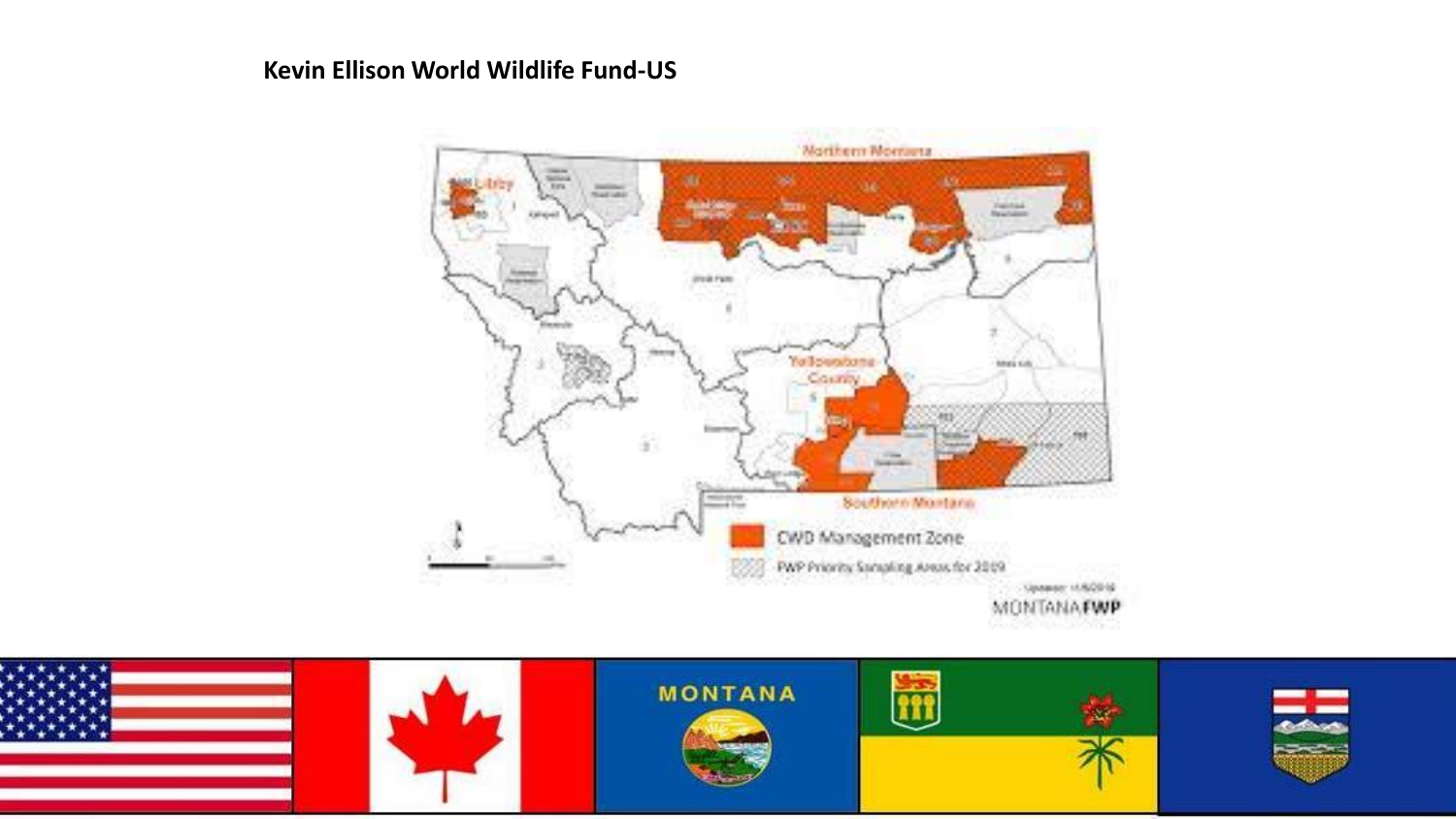**Kevin Ellison World Wildlife Fund-US**

Northern Montana

Libby

Yellowstone County

Southern Montana

CWD Management Zone

FWP Priority Sampling Areas for 2019

MONTANA FWP

MONTANA